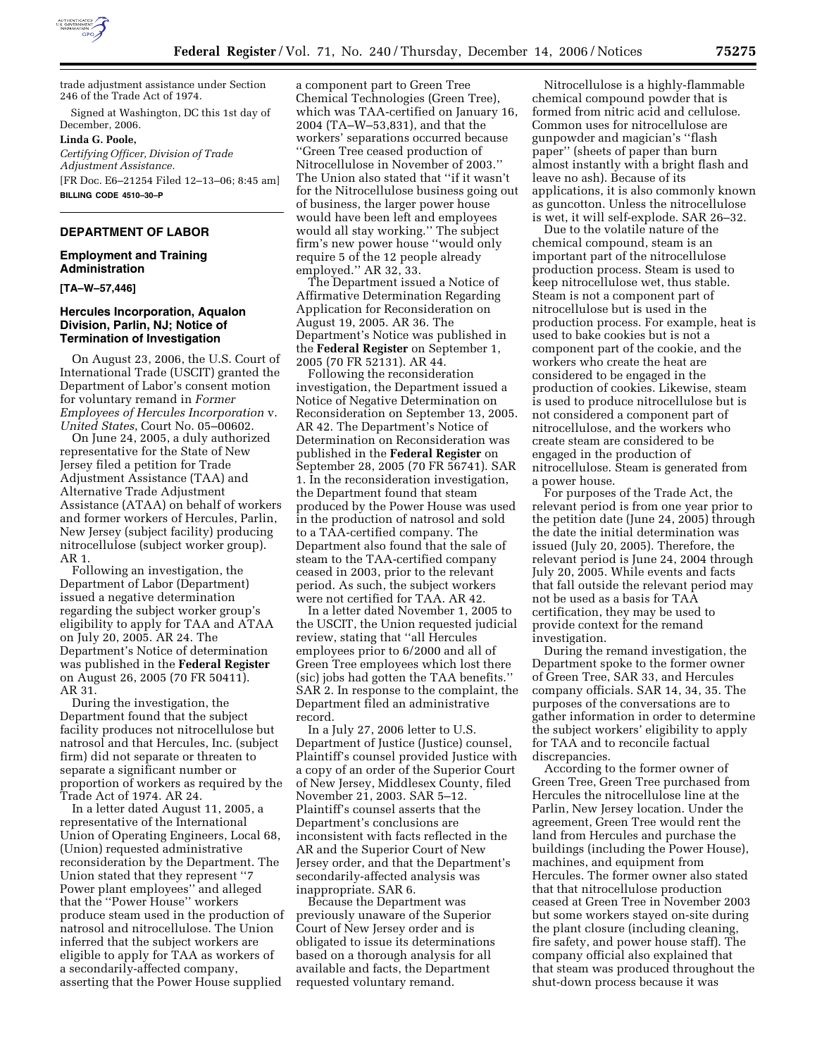trade adjustment assistance under Section 246 of the Trade Act of 1974.

Signed at Washington, DC this 1st day of December, 2006.

**Linda G. Poole,**

*Certifying Officer, Division of Trade Adjustment Assistance.*

[FR Doc. E6–21254 Filed 12–13–06; 8:45 am]

**BILLING CODE 4510–30–P**

## DEPARTMENT OF LABOR

### Employment and Training Administration

**[TA–W–57,446]**

### Hercules Incorporation, Aqualon Division, Parlin, NJ; Notice of Termination of Investigation

On August 23, 2006, the U.S. Court of International Trade (USCIT) granted the Department of Labor's consent motion for voluntary remand in *Former Employees of Hercules Incorporation* v. *United States*, Court No. 05–00602.

On June 24, 2005, a duly authorized representative for the State of New Jersey filed a petition for Trade Adjustment Assistance (TAA) and Alternative Trade Adjustment Assistance (ATAA) on behalf of workers and former workers of Hercules, Parlin, New Jersey (subject facility) producing nitrocellulose (subject worker group). AR 1.

Following an investigation, the Department of Labor (Department) issued a negative determination regarding the subject worker group's eligibility to apply for TAA and ATAA on July 20, 2005. AR 24. The Department's Notice of determination was published in the **Federal Register** on August 26, 2005 (70 FR 50411). AR 31.

During the investigation, the Department found that the subject facility produces not nitrocellulose but natrosol and that Hercules, Inc. (subject firm) did not separate or threaten to separate a significant number or proportion of workers as required by the Trade Act of 1974. AR 24.

In a letter dated August 11, 2005, a representative of the International Union of Operating Engineers, Local 68, (Union) requested administrative reconsideration by the Department. The Union stated that they represent ''7 Power plant employees'' and alleged that the ''Power House'' workers produce steam used in the production of natrosol and nitrocellulose. The Union inferred that the subject workers are eligible to apply for TAA as workers of a secondarily-affected company, asserting that the Power House supplied a component part to Green Tree Chemical Technologies (Green Tree), which was TAA-certified on January 16, 2004 (TA–W–53,831), and that the workers' separations occurred because ''Green Tree ceased production of Nitrocellulose in November of 2003.'' The Union also stated that ''if it wasn't for the Nitrocellulose business going out of business, the larger power house would have been left and employees would all stay working.'' The subject firm's new power house ''would only require 5 of the 12 people already employed.'' AR 32, 33.

The Department issued a Notice of Affirmative Determination Regarding Application for Reconsideration on August 19, 2005. AR 36. The Department's Notice was published in the **Federal Register** on September 1, 2005 (70 FR 52131). AR 44.

Following the reconsideration investigation, the Department issued a Notice of Negative Determination on Reconsideration on September 13, 2005. AR 42. The Department's Notice of Determination on Reconsideration was published in the **Federal Register** on September 28, 2005 (70 FR 56741). SAR 1. In the reconsideration investigation, the Department found that steam produced by the Power House was used in the production of natrosol and sold to a TAA-certified company. The Department also found that the sale of steam to the TAA-certified company ceased in 2003, prior to the relevant period. As such, the subject workers were not certified for TAA. AR 42.

In a letter dated November 1, 2005 to the USCIT, the Union requested judicial review, stating that ''all Hercules employees prior to 6/2000 and all of Green Tree employees which lost there (sic) jobs had gotten the TAA benefits.'' SAR 2. In response to the complaint, the Department filed an administrative record.

In a July 27, 2006 letter to U.S. Department of Justice (Justice) counsel, Plaintiff's counsel provided Justice with a copy of an order of the Superior Court of New Jersey, Middlesex County, filed November 21, 2003. SAR 5–12. Plaintiff's counsel asserts that the Department's conclusions are inconsistent with facts reflected in the AR and the Superior Court of New Jersey order, and that the Department's secondarily-affected analysis was inappropriate. SAR 6.

Because the Department was previously unaware of the Superior Court of New Jersey order and is obligated to issue its determinations based on a thorough analysis for all available and facts, the Department requested voluntary remand.

Nitrocellulose is a highly-flammable chemical compound powder that is formed from nitric acid and cellulose. Common uses for nitrocellulose are gunpowder and magician's ''flash paper'' (sheets of paper than burn almost instantly with a bright flash and leave no ash). Because of its applications, it is also commonly known as guncotton. Unless the nitrocellulose is wet, it will self-explode. SAR 26–32.

Due to the volatile nature of the chemical compound, steam is an important part of the nitrocellulose production process. Steam is used to keep nitrocellulose wet, thus stable. Steam is not a component part of nitrocellulose but is used in the production process. For example, heat is used to bake cookies but is not a component part of the cookie, and the workers who create the heat are considered to be engaged in the production of cookies. Likewise, steam is used to produce nitrocellulose but is not considered a component part of nitrocellulose, and the workers who create steam are considered to be engaged in the production of nitrocellulose. Steam is generated from a power house.

For purposes of the Trade Act, the relevant period is from one year prior to the petition date (June 24, 2005) through the date the initial determination was issued (July 20, 2005). Therefore, the relevant period is June 24, 2004 through July 20, 2005. While events and facts that fall outside the relevant period may not be used as a basis for TAA certification, they may be used to provide context for the remand investigation.

During the remand investigation, the Department spoke to the former owner of Green Tree, SAR 33, and Hercules company officials. SAR 14, 34, 35. The purposes of the conversations are to gather information in order to determine the subject workers' eligibility to apply for TAA and to reconcile factual discrepancies.

According to the former owner of Green Tree, Green Tree purchased from Hercules the nitrocellulose line at the Parlin, New Jersey location. Under the agreement, Green Tree would rent the land from Hercules and purchase the buildings (including the Power House), machines, and equipment from Hercules. The former owner also stated that that nitrocellulose production ceased at Green Tree in November 2003 but some workers stayed on-site during the plant closure (including cleaning, fire safety, and power house staff). The company official also explained that that steam was produced throughout the shut-down process because it was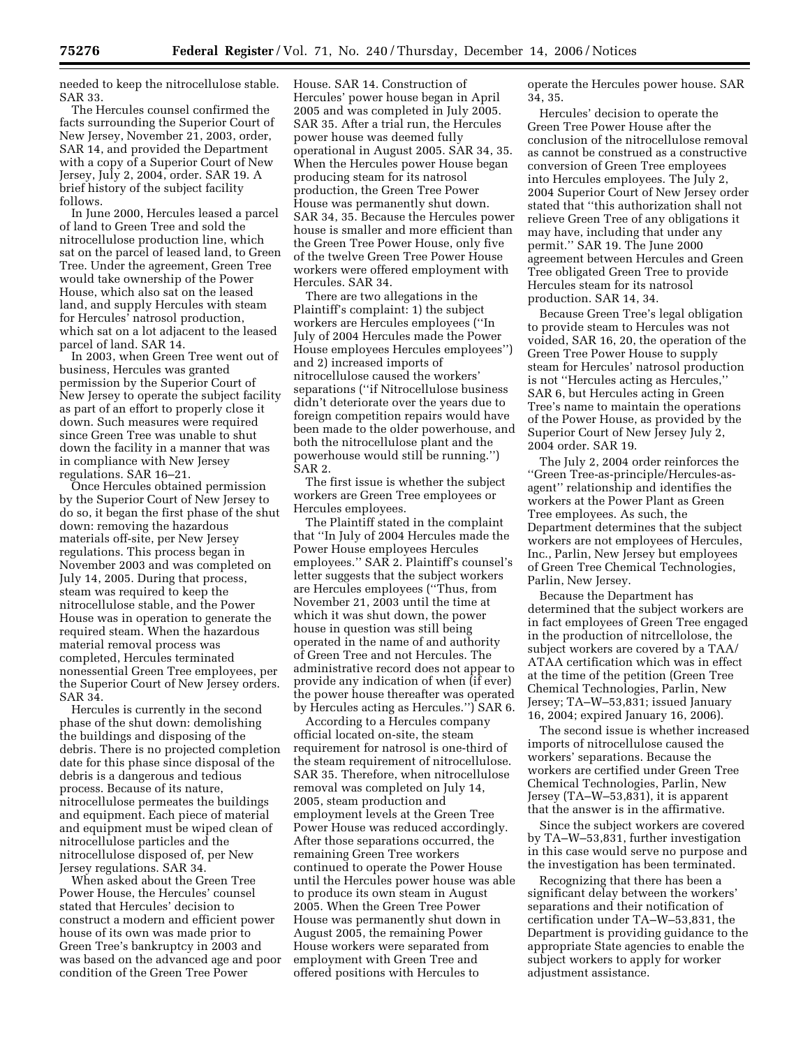needed to keep the nitrocellulose stable. SAR 33.

The Hercules counsel confirmed the facts surrounding the Superior Court of New Jersey, November 21, 2003, order, SAR 14, and provided the Department with a copy of a Superior Court of New Jersey, July 2, 2004, order. SAR 19. A brief history of the subject facility follows.

In June 2000, Hercules leased a parcel of land to Green Tree and sold the nitrocellulose production line, which sat on the parcel of leased land, to Green Tree. Under the agreement, Green Tree would take ownership of the Power House, which also sat on the leased land, and supply Hercules with steam for Hercules' natrosol production, which sat on a lot adjacent to the leased parcel of land. SAR 14.

In 2003, when Green Tree went out of business, Hercules was granted permission by the Superior Court of New Jersey to operate the subject facility as part of an effort to properly close it down. Such measures were required since Green Tree was unable to shut down the facility in a manner that was in compliance with New Jersey regulations. SAR 16–21.

Once Hercules obtained permission by the Superior Court of New Jersey to do so, it began the first phase of the shut down: removing the hazardous materials off-site, per New Jersey regulations. This process began in November 2003 and was completed on July 14, 2005. During that process, steam was required to keep the nitrocellulose stable, and the Power House was in operation to generate the required steam. When the hazardous material removal process was completed, Hercules terminated nonessential Green Tree employees, per the Superior Court of New Jersey orders. SAR 34.

Hercules is currently in the second phase of the shut down: demolishing the buildings and disposing of the debris. There is no projected completion date for this phase since disposal of the debris is a dangerous and tedious process. Because of its nature, nitrocellulose permeates the buildings and equipment. Each piece of material and equipment must be wiped clean of nitrocellulose particles and the nitrocellulose disposed of, per New Jersey regulations. SAR 34.

When asked about the Green Tree Power House, the Hercules' counsel stated that Hercules' decision to construct a modern and efficient power house of its own was made prior to Green Tree's bankruptcy in 2003 and was based on the advanced age and poor condition of the Green Tree Power House. SAR 14. Construction of Hercules' power house began in April 2005 and was completed in July 2005. SAR 35. After a trial run, the Hercules power house was deemed fully operational in August 2005. SAR 34, 35. When the Hercules power House began producing steam for its natrosol production, the Green Tree Power House was permanently shut down. SAR 34, 35. Because the Hercules power house is smaller and more efficient than the Green Tree Power House, only five of the twelve Green Tree Power House workers were offered employment with Hercules. SAR 34.

There are two allegations in the Plaintiff's complaint: 1) the subject workers are Hercules employees (''In July of 2004 Hercules made the Power House employees Hercules employees'') and 2) increased imports of nitrocellulose caused the workers' separations (''if Nitrocellulose business didn't deteriorate over the years due to foreign competition repairs would have been made to the older powerhouse, and both the nitrocellulose plant and the powerhouse would still be running.'') SAR 2.

The first issue is whether the subject workers are Green Tree employees or Hercules employees.

The Plaintiff stated in the complaint that ''In July of 2004 Hercules made the Power House employees Hercules employees.'' SAR 2. Plaintiff's counsel's letter suggests that the subject workers are Hercules employees (''Thus, from November 21, 2003 until the time at which it was shut down, the power house in question was still being operated in the name of and authority of Green Tree and not Hercules. The administrative record does not appear to provide any indication of when (if ever) the power house thereafter was operated by Hercules acting as Hercules.'') SAR 6.

According to a Hercules company official located on-site, the steam requirement for natrosol is one-third of the steam requirement of nitrocellulose. SAR 35. Therefore, when nitrocellulose removal was completed on July 14, 2005, steam production and employment levels at the Green Tree Power House was reduced accordingly. After those separations occurred, the remaining Green Tree workers continued to operate the Power House until the Hercules power house was able to produce its own steam in August 2005. When the Green Tree Power House was permanently shut down in August 2005, the remaining Power House workers were separated from employment with Green Tree and offered positions with Hercules to operate the Hercules power house. SAR 34, 35.

Hercules' decision to operate the Green Tree Power House after the conclusion of the nitrocellulose removal as cannot be construed as a constructive conversion of Green Tree employees into Hercules employees. The July 2, 2004 Superior Court of New Jersey order stated that ''this authorization shall not relieve Green Tree of any obligations it may have, including that under any permit.'' SAR 19. The June 2000 agreement between Hercules and Green Tree obligated Green Tree to provide Hercules steam for its natrosol production. SAR 14, 34.

Because Green Tree's legal obligation to provide steam to Hercules was not voided, SAR 16, 20, the operation of the Green Tree Power House to supply steam for Hercules' natrosol production is not ''Hercules acting as Hercules,'' SAR 6, but Hercules acting in Green Tree's name to maintain the operations of the Power House, as provided by the Superior Court of New Jersey July 2, 2004 order. SAR 19.

The July 2, 2004 order reinforces the ''Green Tree-as-principle/Hercules-as-agent'' relationship and identifies the workers at the Power Plant as Green Tree employees. As such, the Department determines that the subject workers are not employees of Hercules, Inc., Parlin, New Jersey but employees of Green Tree Chemical Technologies, Parlin, New Jersey.

Because the Department has determined that the subject workers are in fact employees of Green Tree engaged in the production of nitrcellolose, the subject workers are covered by a TAA/ATAA certification which was in effect at the time of the petition (Green Tree Chemical Technologies, Parlin, New Jersey; TA–W–53,831; issued January 16, 2004; expired January 16, 2006).

The second issue is whether increased imports of nitrocellulose caused the workers' separations. Because the workers are certified under Green Tree Chemical Technologies, Parlin, New Jersey (TA–W–53,831), it is apparent that the answer is in the affirmative.

Since the subject workers are covered by TA–W–53,831, further investigation in this case would serve no purpose and the investigation has been terminated.

Recognizing that there has been a significant delay between the workers' separations and their notification of certification under TA–W–53,831, the Department is providing guidance to the appropriate State agencies to enable the subject workers to apply for worker adjustment assistance.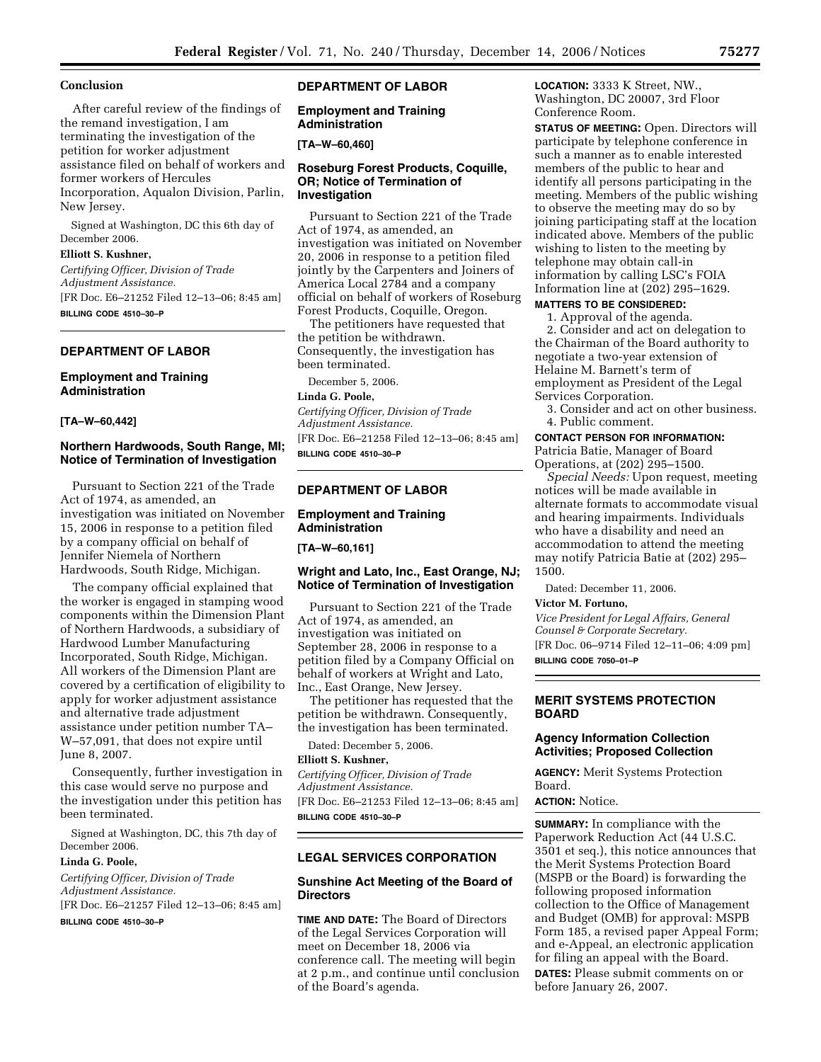## Conclusion

After careful review of the findings of the remand investigation, I am terminating the investigation of the petition for worker adjustment assistance filed on behalf of workers and former workers of Hercules Incorporation, Aqualon Division, Parlin, New Jersey.

Signed at Washington, DC this 6th day of December 2006.

**Elliott S. Kushner,**

*Certifying Officer, Division of Trade Adjustment Assistance.*

[FR Doc. E6–21252 Filed 12–13–06; 8:45 am]

**BILLING CODE 4510–30–P**

---

## DEPARTMENT OF LABOR

### Employment and Training Administration

**[TA–W–60,442]**

### Northern Hardwoods, South Range, MI; Notice of Termination of Investigation

Pursuant to Section 221 of the Trade Act of 1974, as amended, an investigation was initiated on November 15, 2006 in response to a petition filed by a company official on behalf of Jennifer Niemela of Northern Hardwoods, South Ridge, Michigan.

The company official explained that the worker is engaged in stamping wood components within the Dimension Plant of Northern Hardwoods, a subsidiary of Hardwood Lumber Manufacturing Incorporated, South Ridge, Michigan. All workers of the Dimension Plant are covered by a certification of eligibility to apply for worker adjustment assistance and alternative trade adjustment assistance under petition number TA–W–57,091, that does not expire until June 8, 2007.

Consequently, further investigation in this case would serve no purpose and the investigation under this petition has been terminated.

Signed at Washington, DC, this 7th day of December 2006.

**Linda G. Poole,**

*Certifying Officer, Division of Trade Adjustment Assistance.*

[FR Doc. E6–21257 Filed 12–13–06; 8:45 am]

**BILLING CODE 4510–30–P**

---

## DEPARTMENT OF LABOR

### Employment and Training Administration

**[TA–W–60,460]**

### Roseburg Forest Products, Coquille, OR; Notice of Termination of Investigation

Pursuant to Section 221 of the Trade Act of 1974, as amended, an investigation was initiated on November 20, 2006 in response to a petition filed jointly by the Carpenters and Joiners of America Local 2784 and a company official on behalf of workers of Roseburg Forest Products, Coquille, Oregon.

The petitioners have requested that the petition be withdrawn. Consequently, the investigation has been terminated.

December 5, 2006.

**Linda G. Poole,**

*Certifying Officer, Division of Trade Adjustment Assistance.*

[FR Doc. E6–21258 Filed 12–13–06; 8:45 am]

**BILLING CODE 4510–30–P**

---

## DEPARTMENT OF LABOR

### Employment and Training Administration

**[TA–W–60,161]**

### Wright and Lato, Inc., East Orange, NJ; Notice of Termination of Investigation

Pursuant to Section 221 of the Trade Act of 1974, as amended, an investigation was initiated on September 28, 2006 in response to a petition filed by a Company Official on behalf of workers at Wright and Lato, Inc., East Orange, New Jersey.

The petitioner has requested that the petition be withdrawn. Consequently, the investigation has been terminated.

Dated: December 5, 2006.

**Elliott S. Kushner,**

*Certifying Officer, Division of Trade Adjustment Assistance.*

[FR Doc. E6–21253 Filed 12–13–06; 8:45 am]

**BILLING CODE 4510–30–P**

---

## LEGAL SERVICES CORPORATION

### Sunshine Act Meeting of the Board of Directors

**TIME AND DATE:** The Board of Directors of the Legal Services Corporation will meet on December 18, 2006 via conference call. The meeting will begin at 2 p.m., and continue until conclusion of the Board's agenda.

**LOCATION:** 3333 K Street, NW., Washington, DC 20007, 3rd Floor Conference Room.

**STATUS OF MEETING:** Open. Directors will participate by telephone conference in such a manner as to enable interested members of the public to hear and identify all persons participating in the meeting. Members of the public wishing to observe the meeting may do so by joining participating staff at the location indicated above. Members of the public wishing to listen to the meeting by telephone may obtain call-in information by calling LSC's FOIA Information line at (202) 295–1629.

**MATTERS TO BE CONSIDERED:**

1. Approval of the agenda.
2. Consider and act on delegation to the Chairman of the Board authority to negotiate a two-year extension of Helaine M. Barnett's term of employment as President of the Legal Services Corporation.
3. Consider and act on other business.
4. Public comment.

**CONTACT PERSON FOR INFORMATION:** Patricia Batie, Manager of Board Operations, at (202) 295–1500.

*Special Needs:* Upon request, meeting notices will be made available in alternate formats to accommodate visual and hearing impairments. Individuals who have a disability and need an accommodation to attend the meeting may notify Patricia Batie at (202) 295–1500.

Dated: December 11, 2006.

**Victor M. Fortuno,**

*Vice President for Legal Affairs, General Counsel & Corporate Secretary.*

[FR Doc. 06–9714 Filed 12–11–06; 4:09 pm]

**BILLING CODE 7050–01–P**

---

## MERIT SYSTEMS PROTECTION BOARD

### Agency Information Collection Activities; Proposed Collection

**AGENCY:** Merit Systems Protection Board.

**ACTION:** Notice.

**SUMMARY:** In compliance with the Paperwork Reduction Act (44 U.S.C. 3501 et seq.), this notice announces that the Merit Systems Protection Board (MSPB or the Board) is forwarding the following proposed information collection to the Office of Management and Budget (OMB) for approval: MSPB Form 185, a revised paper Appeal Form; and e-Appeal, an electronic application for filing an appeal with the Board.

**DATES:** Please submit comments on or before January 26, 2007.